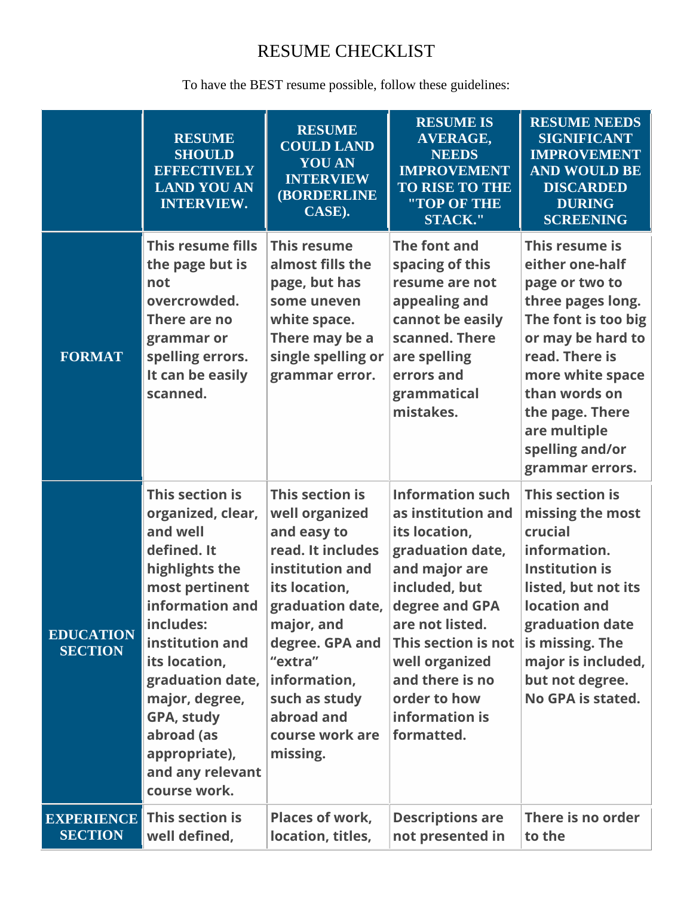# RESUME CHECKLIST

To have the BEST resume possible, follow these guidelines:

| | RESUME SHOULD EFFECTIVELY LAND YOU AN INTERVIEW. | RESUME COULD LAND YOU AN INTERVIEW (BORDERLINE CASE). | RESUME IS AVERAGE, NEEDS IMPROVEMENT TO RISE TO THE "TOP OF THE STACK." | RESUME NEEDS SIGNIFICANT IMPROVEMENT AND WOULD BE DISCARDED DURING SCREENING |
|---|---|---|---|---|
| **FORMAT** | This resume fills the page but is not overcrowded. There are no grammar or spelling errors. It can be easily scanned. | This resume almost fills the page, but has some uneven white space. There may be a single spelling or grammar error. | The font and spacing of this resume are not appealing and cannot be easily scanned. There are spelling errors and grammatical mistakes. | This resume is either one-half page or two to three pages long. The font is too big or may be hard to read. There is more white space than words on the page. There are multiple spelling and/or grammar errors. |
| **EDUCATION SECTION** | This section is organized, clear, and well defined. It highlights the most pertinent information and includes: institution and its location, graduation date, major, degree, GPA, study abroad (as appropriate), and any relevant course work. | This section is well organized and easy to read. It includes institution and its location, graduation date, major, and degree. GPA and "extra" information, such as study abroad and course work are missing. | Information such as institution and its location, graduation date, and major are included, but degree and GPA are not listed. This section is not well organized and there is no order to how information is formatted. | This section is missing the most crucial information. Institution is listed, but not its location and graduation date is missing. The major is included, but not degree. No GPA is stated. |
| **EXPERIENCE SECTION** | This section is well defined, | Places of work, location, titles, | Descriptions are not presented in | There is no order to the |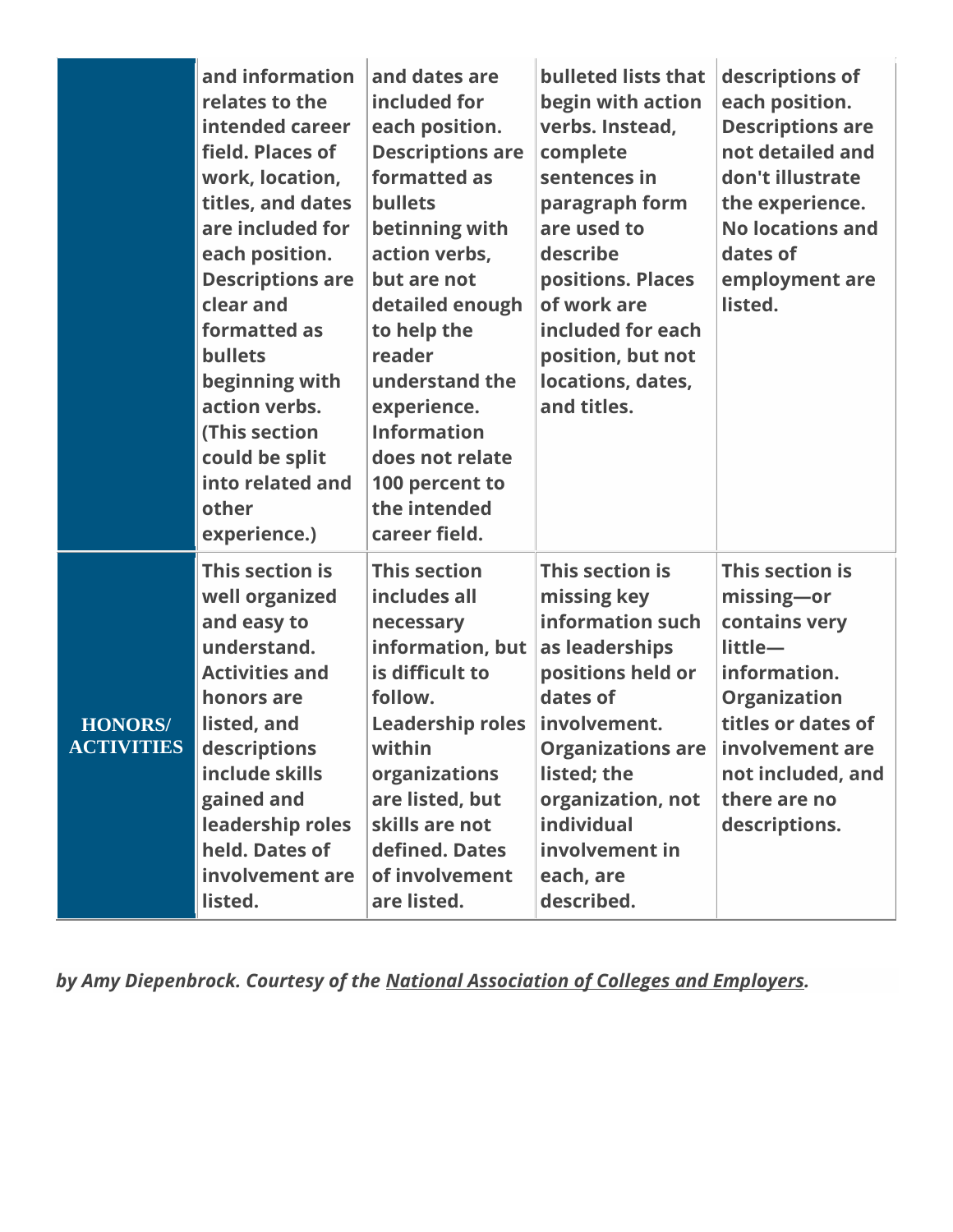| | | | | |
|---|---|---|---|---|
| | and information relates to the intended career field. Places of work, location, titles, and dates are included for each position. Descriptions are clear and formatted as bullets beginning with action verbs. (This section could be split into related and other experience.) | and dates are included for each position. Descriptions are formatted as bullets betinning with action verbs, but are not detailed enough to help the reader understand the experience. Information does not relate 100 percent to the intended career field. | bulleted lists that begin with action verbs. Instead, complete sentences in paragraph form are used to describe positions. Places of work are included for each position, but not locations, dates, and titles. | descriptions of each position. Descriptions are not detailed and don't illustrate the experience. No locations and dates of employment are listed. |
| **HONORS/ ACTIVITIES** | This section is well organized and easy to understand. Activities and honors are listed, and descriptions include skills gained and leadership roles held. Dates of involvement are listed. | This section includes all necessary information, but is difficult to follow. Leadership roles within organizations are listed, but skills are not defined. Dates of involvement are listed. | This section is missing key information such as leaderships positions held or dates of involvement. Organizations are listed; the organization, not individual involvement in each, are described. | This section is missing—or contains very little—information. Organization titles or dates of involvement are not included, and there are no descriptions. |

*by Amy Diepenbrock. Courtesy of the National Association of Colleges and Employers.*